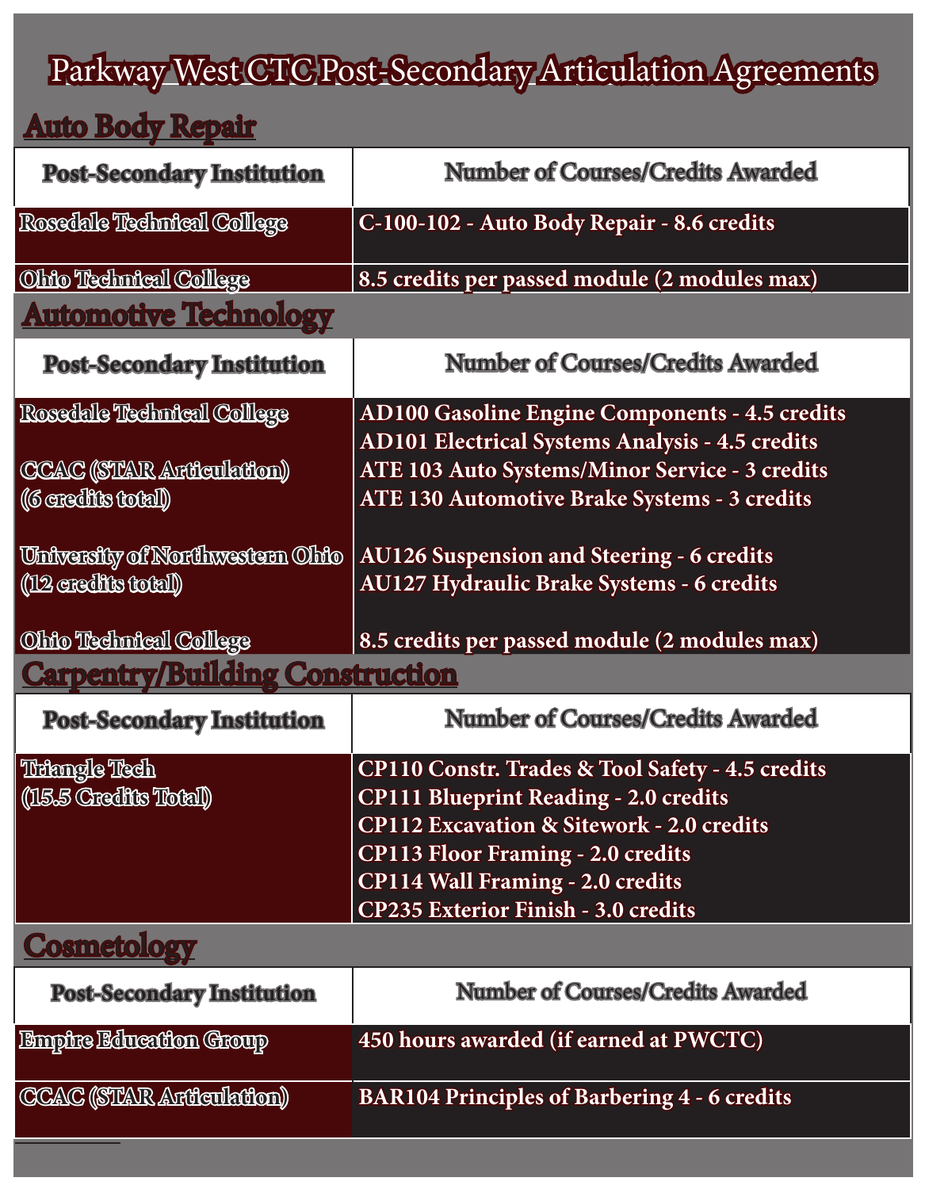# Parkway West CTC Post-Secondary Articulation Agreements

## Auto Body Repair

| Post-Secondary Institution | Number of Courses/Credits Awarded |
| --- | --- |
| Rosedale Technical College | C-100-102 - Auto Body Repair - 8.6 credits |
| Ohio Technical College | 8.5 credits per passed module (2 modules max) |

## Automotive Technology

| Post-Secondary Institution | Number of Courses/Credits Awarded |
| --- | --- |
| Rosedale Technical College | AD100 Gasoline Engine Components - 4.5 credits<br>AD101 Electrical Systems Analysis - 4.5 credits |
| CCAC (STAR Articulation)<br>(6 credits total) | ATE 103 Auto Systems/Minor Service - 3 credits<br>ATE 130 Automotive Brake Systems - 3 credits |
| University of Northwestern Ohio<br>(12 credits total) | AU126 Suspension and Steering - 6 credits<br>AU127 Hydraulic Brake Systems - 6 credits |
| Ohio Technical College | 8.5 credits per passed module (2 modules max) |

## Carpentry/Building Construction

| Post-Secondary Institution | Number of Courses/Credits Awarded |
| --- | --- |
| Triangle Tech<br>(15.5 Credits Total) | CP110 Constr. Trades & Tool Safety - 4.5 credits<br>CP111 Blueprint Reading - 2.0 credits<br>CP112 Excavation & Sitework - 2.0 credits<br>CP113 Floor Framing - 2.0 credits<br>CP114 Wall Framing - 2.0 credits<br>CP235 Exterior Finish - 3.0 credits |

## Cosmetology

| Post-Secondary Institution | Number of Courses/Credits Awarded |
| --- | --- |
| Empire Education Group | 450 hours awarded (if earned at PWCTC) |
| CCAC (STAR Articulation) | BAR104 Principles of Barbering 4 - 6 credits |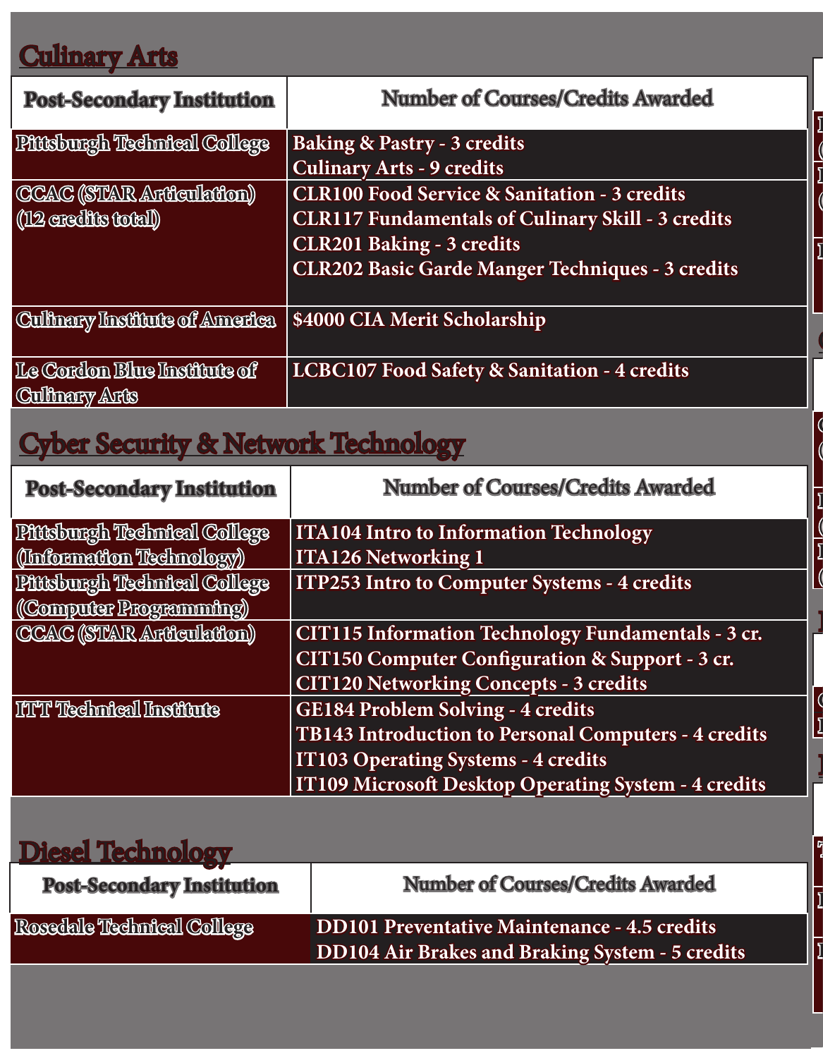## Culinary Arts

| Post-Secondary Institution | Number of Courses/Credits Awarded |
| --- | --- |
| Pittsburgh Technical College | Baking & Pastry - 3 credits<br>Culinary Arts - 9 credits |
| CCAC (STAR Articulation) (12 credits total) | CLR100 Food Service & Sanitation - 3 credits<br>CLR117 Fundamentals of Culinary Skill - 3 credits<br>CLR201 Baking - 3 credits<br>CLR202 Basic Garde Manger Techniques - 3 credits |
| Culinary Institute of America | $4000 CIA Merit Scholarship |
| Le Cordon Blue Institute of Culinary Arts | LCBC107 Food Safety & Sanitation - 4 credits |

## Cyber Security & Network Technology

| Post-Secondary Institution | Number of Courses/Credits Awarded |
| --- | --- |
| Pittsburgh Technical College (Information Technology) | ITA104 Intro to Information Technology<br>ITA126 Networking 1 |
| Pittsburgh Technical College (Computer Programming) | ITP253 Intro to Computer Systems - 4 credits |
| CCAC (STAR Articulation) | CIT115 Information Technology Fundamentals - 3 cr.<br>CIT150 Computer Configuration & Support - 3 cr.<br>CIT120 Networking Concepts - 3 credits |
| ITT Technical Institute | GE184 Problem Solving - 4 credits<br>TB143 Introduction to Personal Computers - 4 credits<br>IT103 Operating Systems - 4 credits<br>IT109 Microsoft Desktop Operating System - 4 credits |

## Diesel Technology

| Post-Secondary Institution | Number of Courses/Credits Awarded |
| --- | --- |
| Rosedale Technical College | DD101 Preventative Maintenance - 4.5 credits<br>DD104 Air Brakes and Braking System - 5 credits |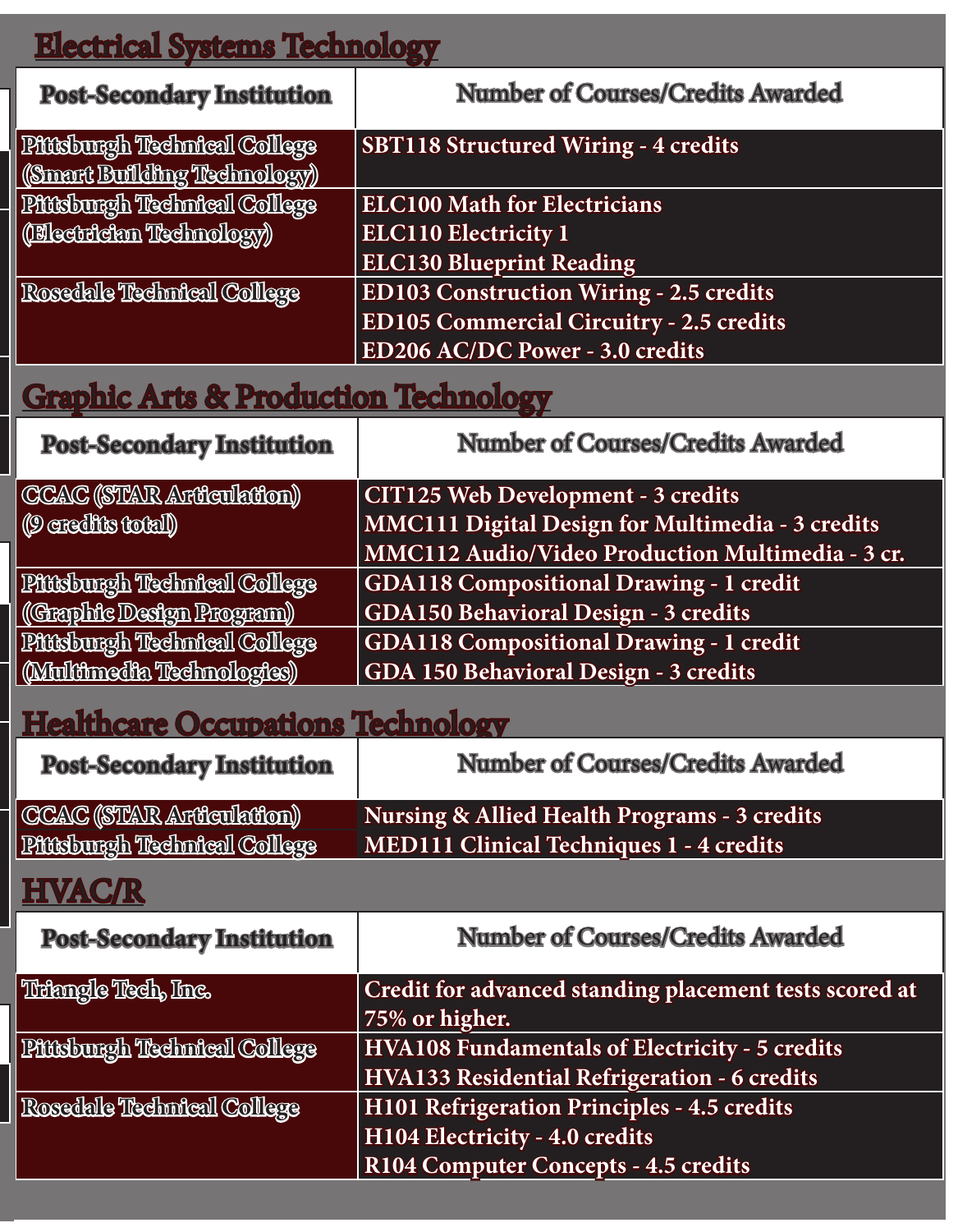## Electrical Systems Technology

| Post-Secondary Institution | Number of Courses/Credits Awarded |
| --- | --- |
| Pittsburgh Technical College (Smart Building Technology) | SBT118 Structured Wiring - 4 credits |
| Pittsburgh Technical College (Electrician Technology) | ELC100 Math for Electricians<br>ELC110 Electricity 1<br>ELC130 Blueprint Reading |
| Rosedale Technical College | ED103 Construction Wiring - 2.5 credits<br>ED105 Commercial Circuitry - 2.5 credits<br>ED206 AC/DC Power - 3.0 credits |

## Graphic Arts & Production Technology

| Post-Secondary Institution | Number of Courses/Credits Awarded |
| --- | --- |
| CCAC (STAR Articulation) (9 credits total) | CIT125 Web Development - 3 credits<br>MMC111 Digital Design for Multimedia - 3 credits<br>MMC112 Audio/Video Production Multimedia - 3 cr. |
| Pittsburgh Technical College (Graphic Design Program) | GDA118 Compositional Drawing - 1 credit<br>GDA150 Behavioral Design - 3 credits |
| Pittsburgh Technical College (Multimedia Technologies) | GDA118 Compositional Drawing - 1 credit<br>GDA 150 Behavioral Design - 3 credits |

## Healthcare Occupations Technology

| Post-Secondary Institution | Number of Courses/Credits Awarded |
| --- | --- |
| CCAC (STAR Articulation) | Nursing & Allied Health Programs - 3 credits |
| Pittsburgh Technical College | MED111 Clinical Techniques 1 - 4 credits |

## HVAC/R

| Post-Secondary Institution | Number of Courses/Credits Awarded |
| --- | --- |
| Triangle Tech, Inc. | Credit for advanced standing placement tests scored at 75% or higher. |
| Pittsburgh Technical College | HVA108 Fundamentals of Electricity - 5 credits<br>HVA133 Residential Refrigeration - 6 credits |
| Rosedale Technical College | H101 Refrigeration Principles - 4.5 credits<br>H104 Electricity - 4.0 credits<br>R104 Computer Concepts - 4.5 credits |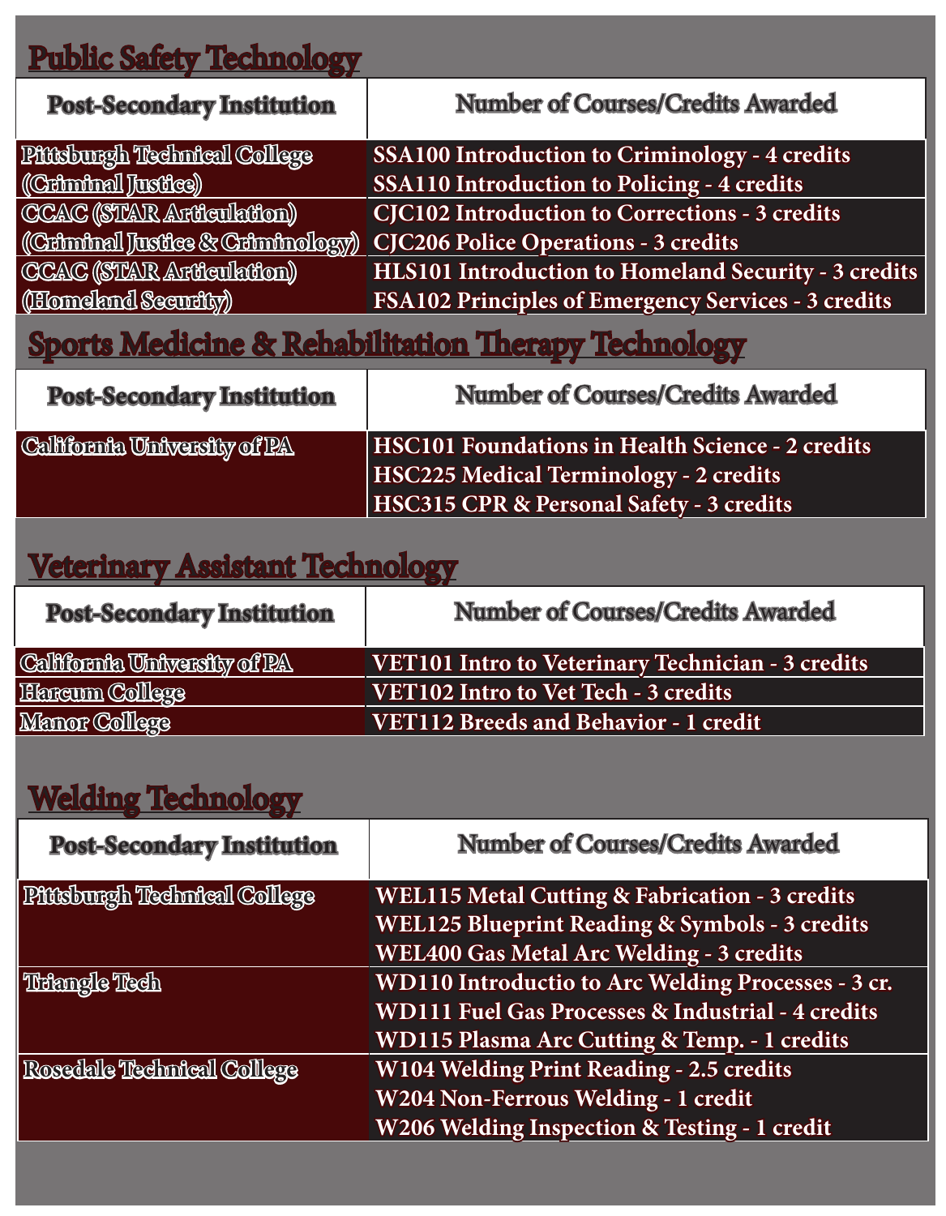## Public Safety Technology

| Post-Secondary Institution | Number of Courses/Credits Awarded |
|---|---|
| Pittsburgh Technical College (Criminal Justice) | SSA100 Introduction to Criminology - 4 credits<br>SSA110 Introduction to Policing - 4 credits |
| CCAC (STAR Articulation) (Criminal Justice & Criminology) | CJC102 Introduction to Corrections - 3 credits<br>CJC206 Police Operations - 3 credits |
| CCAC (STAR Articulation) (Homeland Security) | HLS101 Introduction to Homeland Security - 3 credits<br>FSA102 Principles of Emergency Services - 3 credits |

## Sports Medicine & Rehabilitation Therapy Technology

| Post-Secondary Institution | Number of Courses/Credits Awarded |
|---|---|
| California University of PA | HSC101 Foundations in Health Science - 2 credits<br>HSC225 Medical Terminology - 2 credits<br>HSC315 CPR & Personal Safety - 3 credits |

## Veterinary Assistant Technology

| Post-Secondary Institution | Number of Courses/Credits Awarded |
|---|---|
| California University of PA | VET101 Intro to Veterinary Technician - 3 credits |
| Harcum College | VET102 Intro to Vet Tech - 3 credits |
| Manor College | VET112 Breeds and Behavior - 1 credit |

## Welding Technology

| Post-Secondary Institution | Number of Courses/Credits Awarded |
|---|---|
| Pittsburgh Technical College | WEL115 Metal Cutting & Fabrication - 3 credits<br>WEL125 Blueprint Reading & Symbols - 3 credits<br>WEL400 Gas Metal Arc Welding - 3 credits |
| Triangle Tech | WD110 Introductio to Arc Welding Processes - 3 cr.<br>WD111 Fuel Gas Processes & Industrial - 4 credits<br>WD115 Plasma Arc Cutting & Temp. - 1 credits |
| Rosedale Technical College | W104 Welding Print Reading - 2.5 credits<br>W204 Non-Ferrous Welding - 1 credit<br>W206 Welding Inspection & Testing - 1 credit |